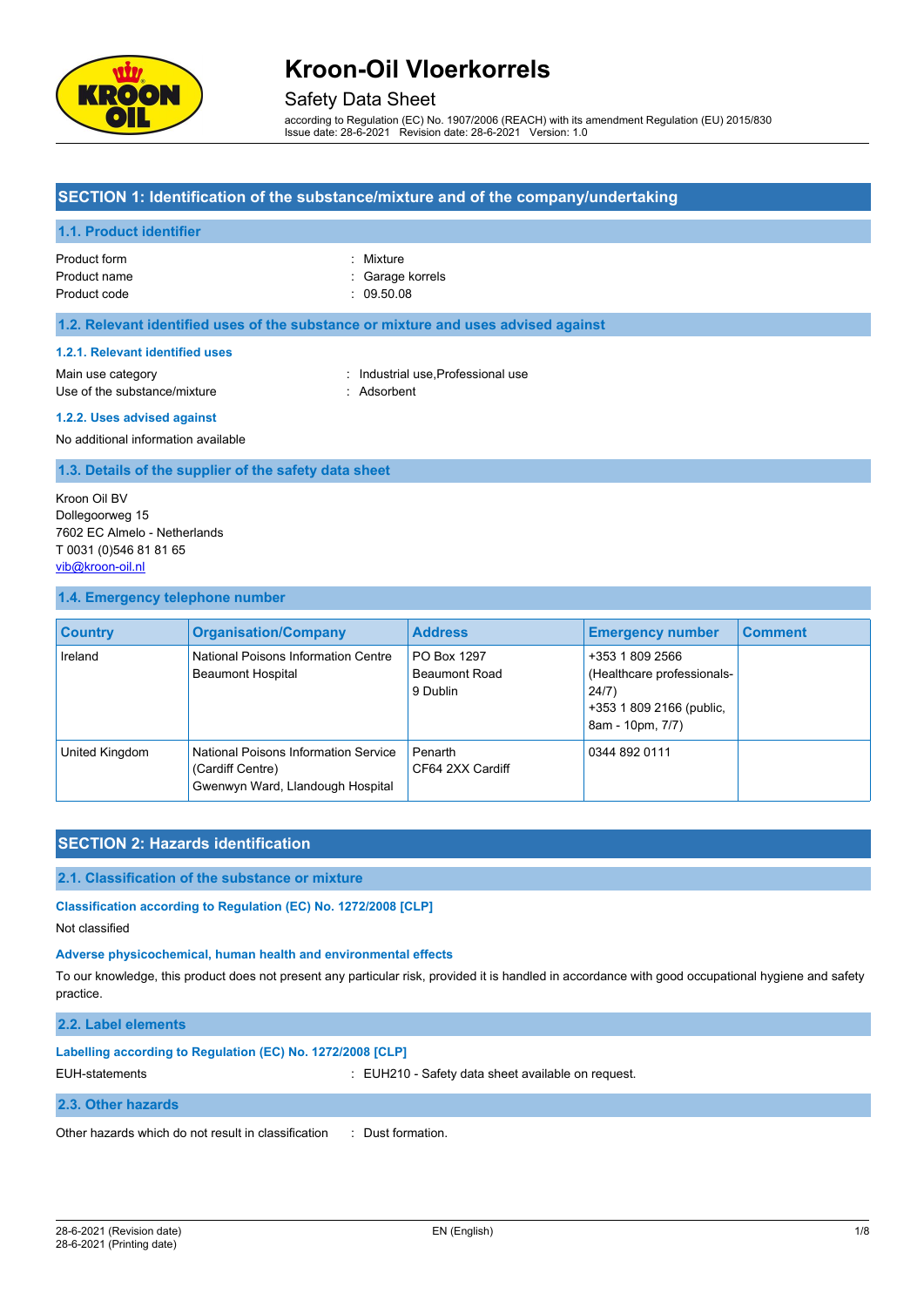# Kroon-Oil Vloerkorrels

Safety Data Sheet

according to Regulation (EC) No. 1907/2006 (REACH) with its amendment Regulation (EU) 2015/830
Issue date: 28-6-2021 Revision date: 28-6-2021 Version: 1.0

## SECTION 1: Identification of the substance/mixture and of the company/undertaking

### 1.1. Product identifier

Product form : Mixture
Product name : Garage korrels
Product code : 09.50.08

### 1.2. Relevant identified uses of the substance or mixture and uses advised against

#### 1.2.1. Relevant identified uses

Main use category : Industrial use,Professional use
Use of the substance/mixture : Adsorbent

#### 1.2.2. Uses advised against

No additional information available

### 1.3. Details of the supplier of the safety data sheet

Kroon Oil BV
Dollegoorweg 15
7602 EC Almelo - Netherlands
T 0031 (0)546 81 81 65
vib@kroon-oil.nl

### 1.4. Emergency telephone number

| Country | Organisation/Company | Address | Emergency number | Comment |
|---|---|---|---|---|
| Ireland | National Poisons Information Centre Beaumont Hospital | PO Box 1297 Beaumont Road 9 Dublin | +353 1 809 2566 (Healthcare professionals-24/7) +353 1 809 2166 (public, 8am - 10pm, 7/7) | |
| United Kingdom | National Poisons Information Service (Cardiff Centre) Gwenwyn Ward, Llandough Hospital | Penarth CF64 2XX Cardiff | 0344 892 0111 | |

## SECTION 2: Hazards identification

### 2.1. Classification of the substance or mixture

#### Classification according to Regulation (EC) No. 1272/2008 [CLP]

Not classified

#### Adverse physicochemical, human health and environmental effects

To our knowledge, this product does not present any particular risk, provided it is handled in accordance with good occupational hygiene and safety practice.

### 2.2. Label elements

#### Labelling according to Regulation (EC) No. 1272/2008 [CLP]

EUH-statements : EUH210 - Safety data sheet available on request.

### 2.3. Other hazards

Other hazards which do not result in classification : Dust formation.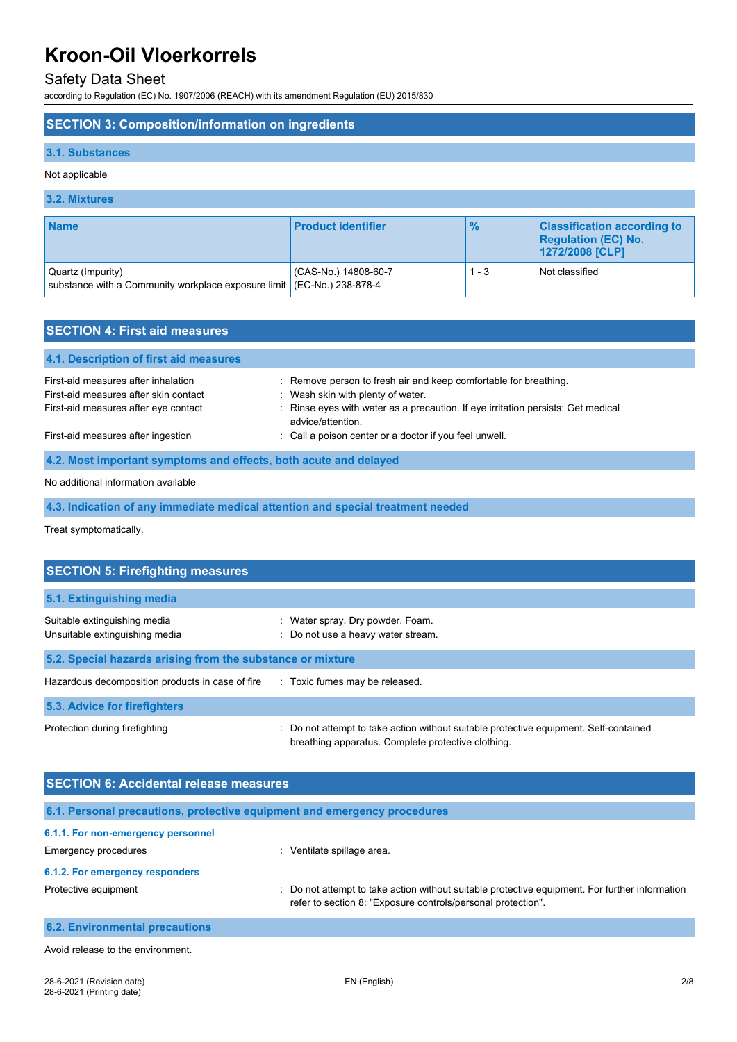## SECTION 3: Composition/information on ingredients

### 3.1. Substances

Not applicable

### 3.2. Mixtures

| Name | Product identifier | % | Classification according to Regulation (EC) No. 1272/2008 [CLP] |
|---|---|---|---|
| Quartz (Impurity)<br>substance with a Community workplace exposure limit | (CAS-No.) 14808-60-7<br>(EC-No.) 238-878-4 | 1 - 3 | Not classified |

## SECTION 4: First aid measures

### 4.1. Description of first aid measures

First-aid measures after inhalation : Remove person to fresh air and keep comfortable for breathing.

First-aid measures after skin contact : Wash skin with plenty of water.

First-aid measures after eye contact : Rinse eyes with water as a precaution. If eye irritation persists: Get medical advice/attention.

First-aid measures after ingestion : Call a poison center or a doctor if you feel unwell.

### 4.2. Most important symptoms and effects, both acute and delayed

No additional information available

### 4.3. Indication of any immediate medical attention and special treatment needed

Treat symptomatically.

## SECTION 5: Firefighting measures

### 5.1. Extinguishing media

Suitable extinguishing media : Water spray. Dry powder. Foam.

Unsuitable extinguishing media : Do not use a heavy water stream.

### 5.2. Special hazards arising from the substance or mixture

Hazardous decomposition products in case of fire : Toxic fumes may be released.

### 5.3. Advice for firefighters

Protection during firefighting : Do not attempt to take action without suitable protective equipment. Self-contained breathing apparatus. Complete protective clothing.

## SECTION 6: Accidental release measures

### 6.1. Personal precautions, protective equipment and emergency procedures

#### 6.1.1. For non-emergency personnel

Emergency procedures : Ventilate spillage area.

#### 6.1.2. For emergency responders

Protective equipment : Do not attempt to take action without suitable protective equipment. For further information refer to section 8: "Exposure controls/personal protection".

### 6.2. Environmental precautions

Avoid release to the environment.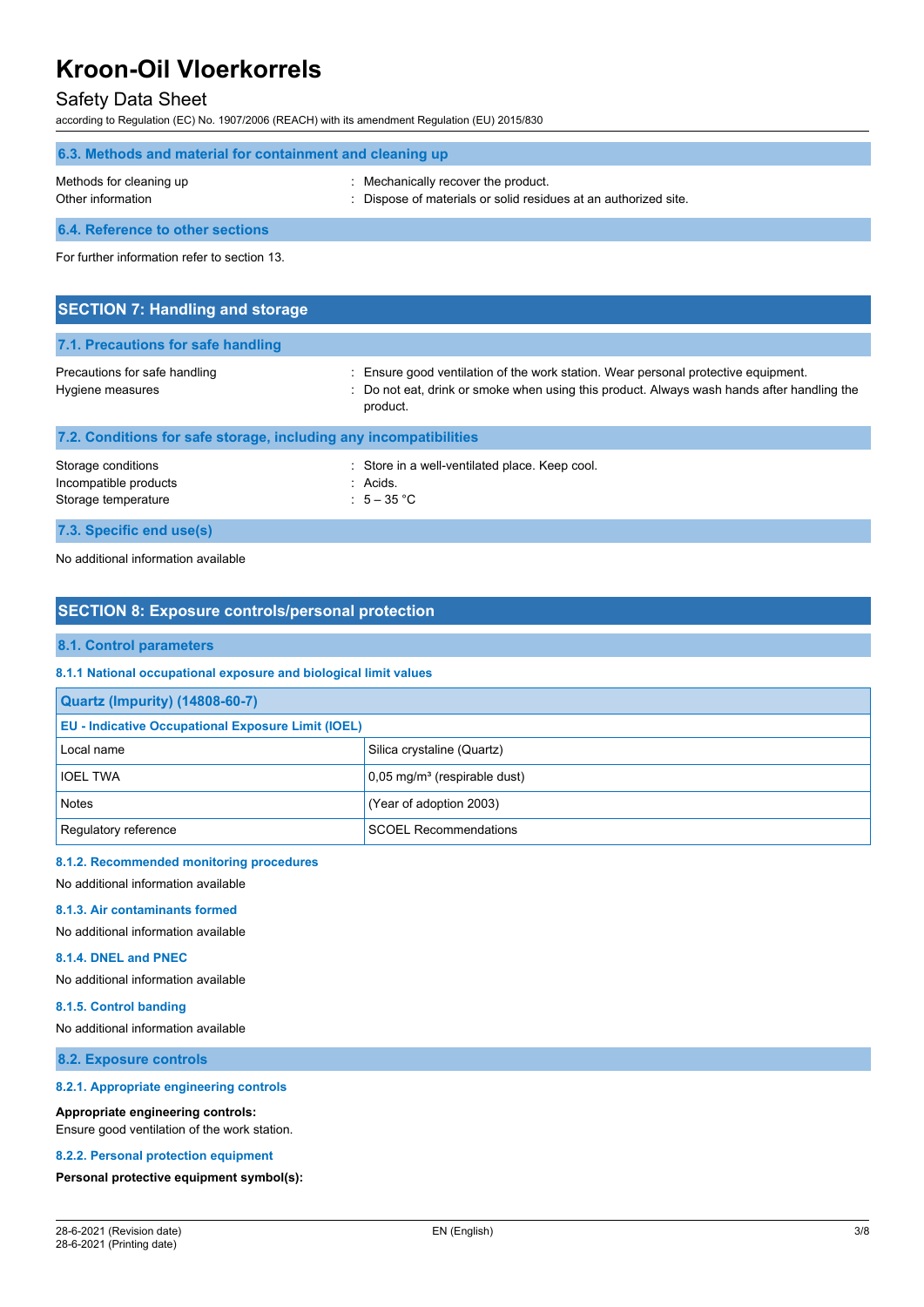### 6.3. Methods and material for containment and cleaning up

Methods for cleaning up : Mechanically recover the product.

Other information : Dispose of materials or solid residues at an authorized site.

### 6.4. Reference to other sections

For further information refer to section 13.

## SECTION 7: Handling and storage

### 7.1. Precautions for safe handling

Precautions for safe handling : Ensure good ventilation of the work station. Wear personal protective equipment.

Hygiene measures : Do not eat, drink or smoke when using this product. Always wash hands after handling the product.

### 7.2. Conditions for safe storage, including any incompatibilities

Storage conditions : Store in a well-ventilated place. Keep cool.

Incompatible products : Acids.

Storage temperature : 5 – 35 °C

### 7.3. Specific end use(s)

No additional information available

## SECTION 8: Exposure controls/personal protection

### 8.1. Control parameters

#### 8.1.1 National occupational exposure and biological limit values

| Quartz (Impurity) (14808-60-7) | |
|---|---|
| **EU - Indicative Occupational Exposure Limit (IOEL)** | |
| Local name | Silica crystaline (Quartz) |
| IOEL TWA | 0,05 mg/m³ (respirable dust) |
| Notes | (Year of adoption 2003) |
| Regulatory reference | SCOEL Recommendations |

#### 8.1.2. Recommended monitoring procedures

No additional information available

#### 8.1.3. Air contaminants formed

No additional information available

#### 8.1.4. DNEL and PNEC

No additional information available

#### 8.1.5. Control banding

No additional information available

### 8.2. Exposure controls

#### 8.2.1. Appropriate engineering controls

**Appropriate engineering controls:**
Ensure good ventilation of the work station.

#### 8.2.2. Personal protection equipment

**Personal protective equipment symbol(s):**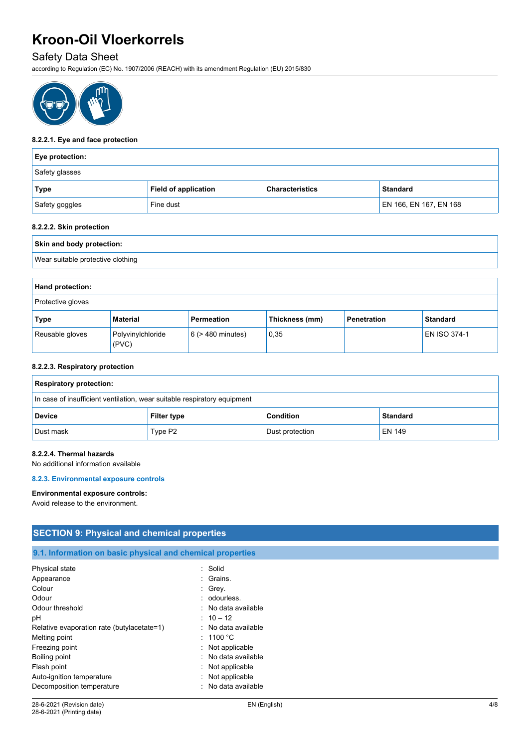#### 8.2.2.1. Eye and face protection

| Eye protection: | | | |
|---|---|---|---|
| Safety glasses | | | |
| **Type** | **Field of application** | **Characteristics** | **Standard** |
| Safety goggles | Fine dust | | EN 166, EN 167, EN 168 |

#### 8.2.2.2. Skin protection

| Skin and body protection: |
|---|
| Wear suitable protective clothing |

| Hand protection: | | | | | |
|---|---|---|---|---|---|
| Protective gloves | | | | | |
| **Type** | **Material** | **Permeation** | **Thickness (mm)** | **Penetration** | **Standard** |
| Reusable gloves | Polyvinylchloride (PVC) | 6 (> 480 minutes) | 0,35 | | EN ISO 374-1 |

#### 8.2.2.3. Respiratory protection

| Respiratory protection: | | | |
|---|---|---|---|
| In case of insufficient ventilation, wear suitable respiratory equipment | | | |
| **Device** | **Filter type** | **Condition** | **Standard** |
| Dust mask | Type P2 | Dust protection | EN 149 |

#### 8.2.2.4. Thermal hazards

No additional information available

### 8.2.3. Environmental exposure controls

**Environmental exposure controls:**

Avoid release to the environment.

## SECTION 9: Physical and chemical properties

### 9.1. Information on basic physical and chemical properties

| | |
|---|---|
| Physical state | : Solid |
| Appearance | : Grains. |
| Colour | : Grey. |
| Odour | : odourless. |
| Odour threshold | : No data available |
| pH | : 10 – 12 |
| Relative evaporation rate (butylacetate=1) | : No data available |
| Melting point | : 1100 °C |
| Freezing point | : Not applicable |
| Boiling point | : No data available |
| Flash point | : Not applicable |
| Auto-ignition temperature | : Not applicable |
| Decomposition temperature | : No data available |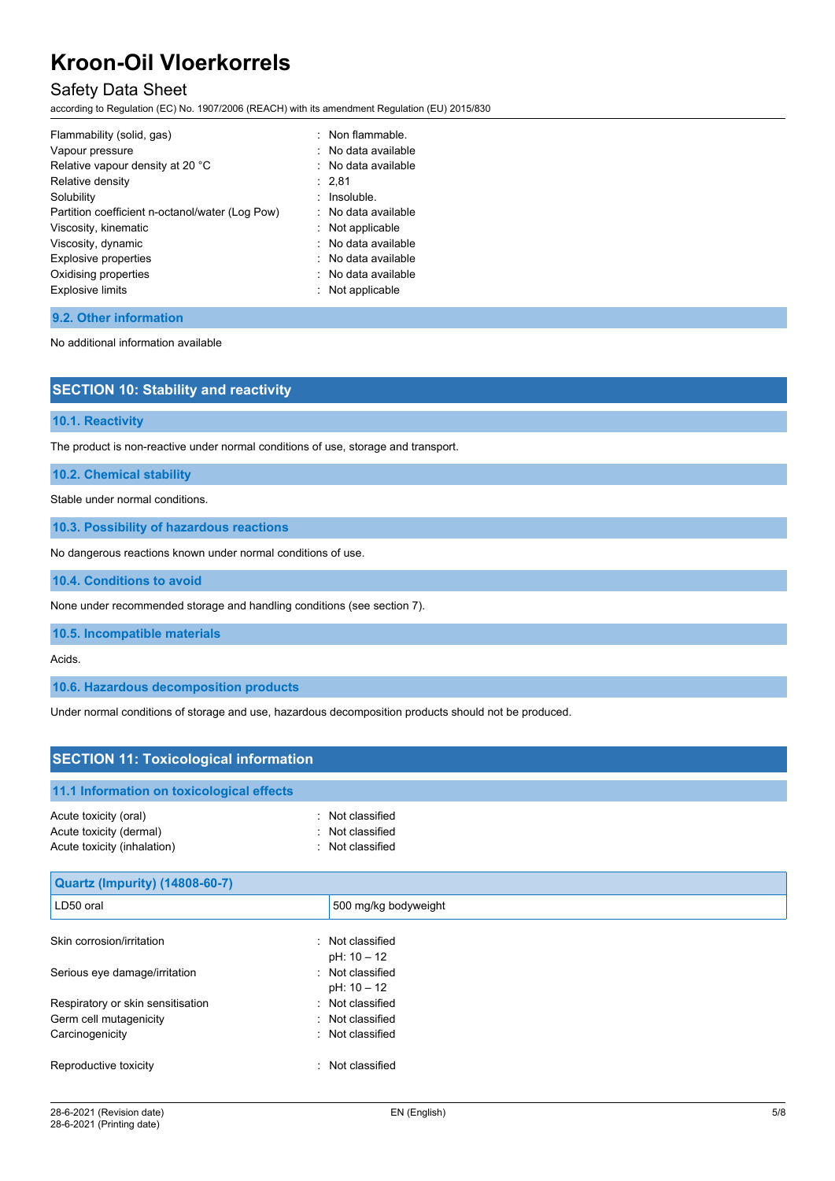| | |
|---|---|
| Flammability (solid, gas) | : Non flammable. |
| Vapour pressure | : No data available |
| Relative vapour density at 20 °C | : No data available |
| Relative density | : 2,81 |
| Solubility | : Insoluble. |
| Partition coefficient n-octanol/water (Log Pow) | : No data available |
| Viscosity, kinematic | : Not applicable |
| Viscosity, dynamic | : No data available |
| Explosive properties | : No data available |
| Oxidising properties | : No data available |
| Explosive limits | : Not applicable |

### 9.2. Other information

No additional information available

## SECTION 10: Stability and reactivity

### 10.1. Reactivity

The product is non-reactive under normal conditions of use, storage and transport.

### 10.2. Chemical stability

Stable under normal conditions.

### 10.3. Possibility of hazardous reactions

No dangerous reactions known under normal conditions of use.

### 10.4. Conditions to avoid

None under recommended storage and handling conditions (see section 7).

### 10.5. Incompatible materials

Acids.

### 10.6. Hazardous decomposition products

Under normal conditions of storage and use, hazardous decomposition products should not be produced.

## SECTION 11: Toxicological information

### 11.1 Information on toxicological effects

| | |
|---|---|
| Acute toxicity (oral) | : Not classified |
| Acute toxicity (dermal) | : Not classified |
| Acute toxicity (inhalation) | : Not classified |

| Quartz (Impurity) (14808-60-7) | |
|---|---|
| LD50 oral | 500 mg/kg bodyweight |

| | |
|---|---|
| Skin corrosion/irritation | : Not classified<br>pH: 10 – 12 |
| Serious eye damage/irritation | : Not classified<br>pH: 10 – 12 |
| Respiratory or skin sensitisation | : Not classified |
| Germ cell mutagenicity | : Not classified |
| Carcinogenicity | : Not classified |
| Reproductive toxicity | : Not classified |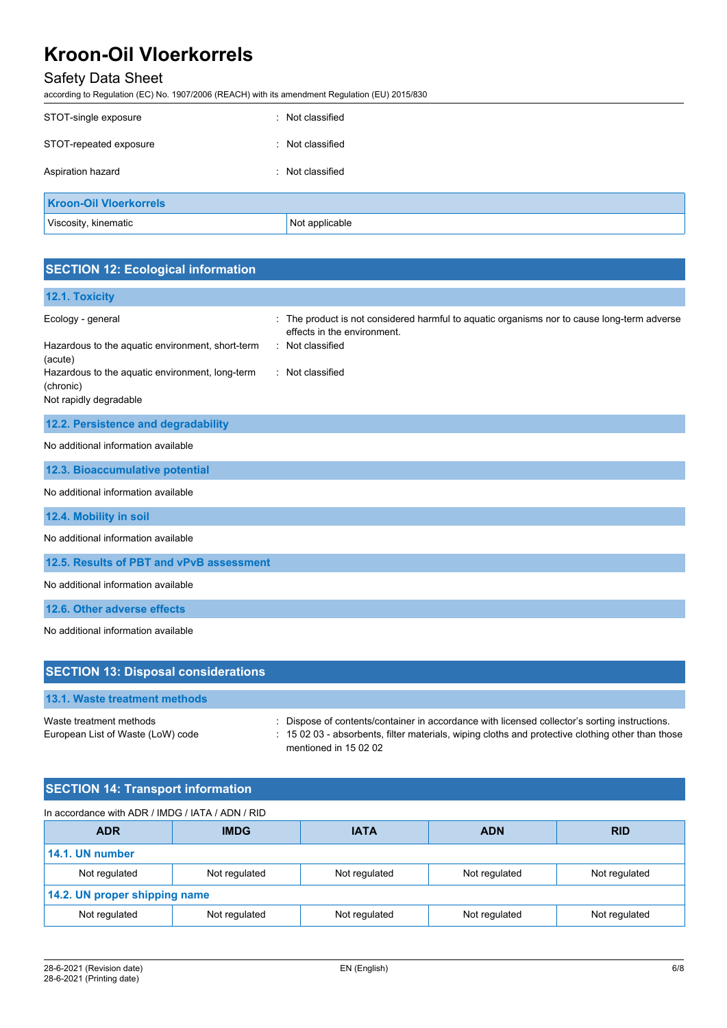STOT-single exposure : Not classified

STOT-repeated exposure : Not classified

Aspiration hazard : Not classified

| Kroon-Oil Vloerkorrels | |
|---|---|
| Viscosity, kinematic | Not applicable |

## SECTION 12: Ecological information

### 12.1. Toxicity

Ecology - general : The product is not considered harmful to aquatic organisms nor to cause long-term adverse effects in the environment.

Hazardous to the aquatic environment, short-term (acute) : Not classified

Hazardous to the aquatic environment, long-term (chronic) : Not classified

Not rapidly degradable

### 12.2. Persistence and degradability

No additional information available

### 12.3. Bioaccumulative potential

No additional information available

### 12.4. Mobility in soil

No additional information available

### 12.5. Results of PBT and vPvB assessment

No additional information available

### 12.6. Other adverse effects

No additional information available

## SECTION 13: Disposal considerations

### 13.1. Waste treatment methods

Waste treatment methods : Dispose of contents/container in accordance with licensed collector's sorting instructions.

European List of Waste (LoW) code : 15 02 03 - absorbents, filter materials, wiping cloths and protective clothing other than those mentioned in 15 02 02

## SECTION 14: Transport information

In accordance with ADR / IMDG / IATA / ADN / RID

| ADR | IMDG | IATA | ADN | RID |
|---|---|---|---|---|
| **14.1. UN number** | | | | |
| Not regulated | Not regulated | Not regulated | Not regulated | Not regulated |
| **14.2. UN proper shipping name** | | | | |
| Not regulated | Not regulated | Not regulated | Not regulated | Not regulated |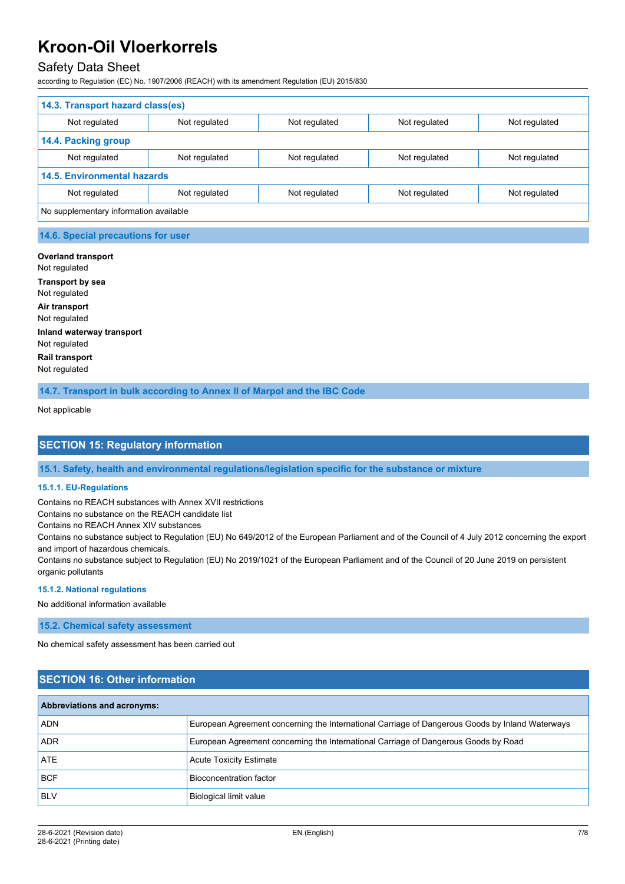| 14.3. Transport hazard class(es) | | | | |
|---|---|---|---|---|
| Not regulated | Not regulated | Not regulated | Not regulated | Not regulated |
| **14.4. Packing group** | | | | |
| Not regulated | Not regulated | Not regulated | Not regulated | Not regulated |
| **14.5. Environmental hazards** | | | | |
| Not regulated | Not regulated | Not regulated | Not regulated | Not regulated |
| No supplementary information available | | | | |

### 14.6. Special precautions for user

**Overland transport**
Not regulated

**Transport by sea**
Not regulated

**Air transport**
Not regulated

**Inland waterway transport**
Not regulated

**Rail transport**
Not regulated

### 14.7. Transport in bulk according to Annex II of Marpol and the IBC Code

Not applicable

## SECTION 15: Regulatory information

### 15.1. Safety, health and environmental regulations/legislation specific for the substance or mixture

#### 15.1.1. EU-Regulations

Contains no REACH substances with Annex XVII restrictions
Contains no substance on the REACH candidate list
Contains no REACH Annex XIV substances
Contains no substance subject to Regulation (EU) No 649/2012 of the European Parliament and of the Council of 4 July 2012 concerning the export and import of hazardous chemicals.
Contains no substance subject to Regulation (EU) No 2019/1021 of the European Parliament and of the Council of 20 June 2019 on persistent organic pollutants

#### 15.1.2. National regulations

No additional information available

### 15.2. Chemical safety assessment

No chemical safety assessment has been carried out

## SECTION 16: Other information

| Abbreviations and acronyms: | |
|---|---|
| ADN | European Agreement concerning the International Carriage of Dangerous Goods by Inland Waterways |
| ADR | European Agreement concerning the International Carriage of Dangerous Goods by Road |
| ATE | Acute Toxicity Estimate |
| BCF | Bioconcentration factor |
| BLV | Biological limit value |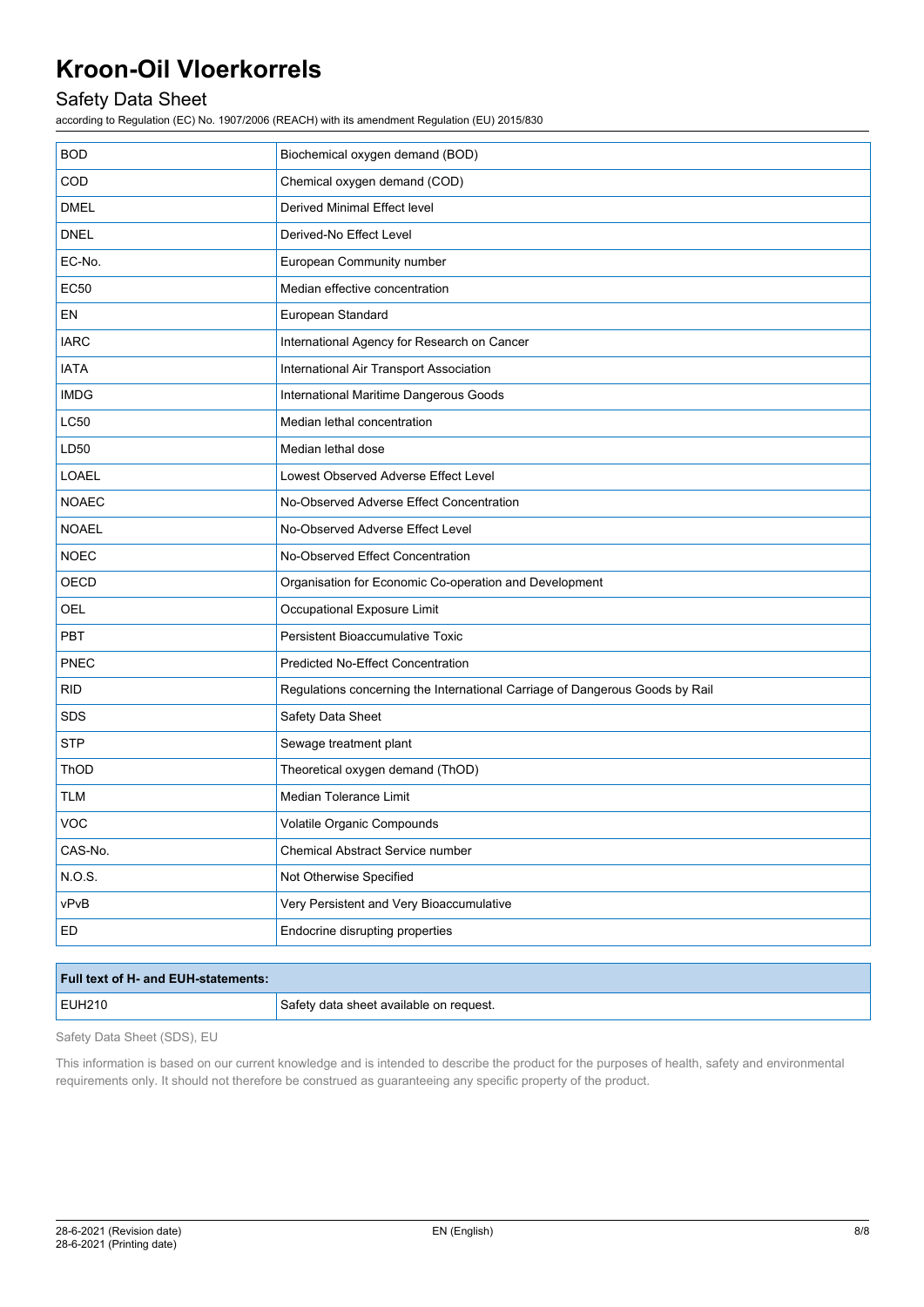| | |
|---|---|
| BOD | Biochemical oxygen demand (BOD) |
| COD | Chemical oxygen demand (COD) |
| DMEL | Derived Minimal Effect level |
| DNEL | Derived-No Effect Level |
| EC-No. | European Community number |
| EC50 | Median effective concentration |
| EN | European Standard |
| IARC | International Agency for Research on Cancer |
| IATA | International Air Transport Association |
| IMDG | International Maritime Dangerous Goods |
| LC50 | Median lethal concentration |
| LD50 | Median lethal dose |
| LOAEL | Lowest Observed Adverse Effect Level |
| NOAEC | No-Observed Adverse Effect Concentration |
| NOAEL | No-Observed Adverse Effect Level |
| NOEC | No-Observed Effect Concentration |
| OECD | Organisation for Economic Co-operation and Development |
| OEL | Occupational Exposure Limit |
| PBT | Persistent Bioaccumulative Toxic |
| PNEC | Predicted No-Effect Concentration |
| RID | Regulations concerning the International Carriage of Dangerous Goods by Rail |
| SDS | Safety Data Sheet |
| STP | Sewage treatment plant |
| ThOD | Theoretical oxygen demand (ThOD) |
| TLM | Median Tolerance Limit |
| VOC | Volatile Organic Compounds |
| CAS-No. | Chemical Abstract Service number |
| N.O.S. | Not Otherwise Specified |
| vPvB | Very Persistent and Very Bioaccumulative |
| ED | Endocrine disrupting properties |

| **Full text of H- and EUH-statements:** | |
|---|---|
| EUH210 | Safety data sheet available on request. |

Safety Data Sheet (SDS), EU

This information is based on our current knowledge and is intended to describe the product for the purposes of health, safety and environmental requirements only. It should not therefore be construed as guaranteeing any specific property of the product.